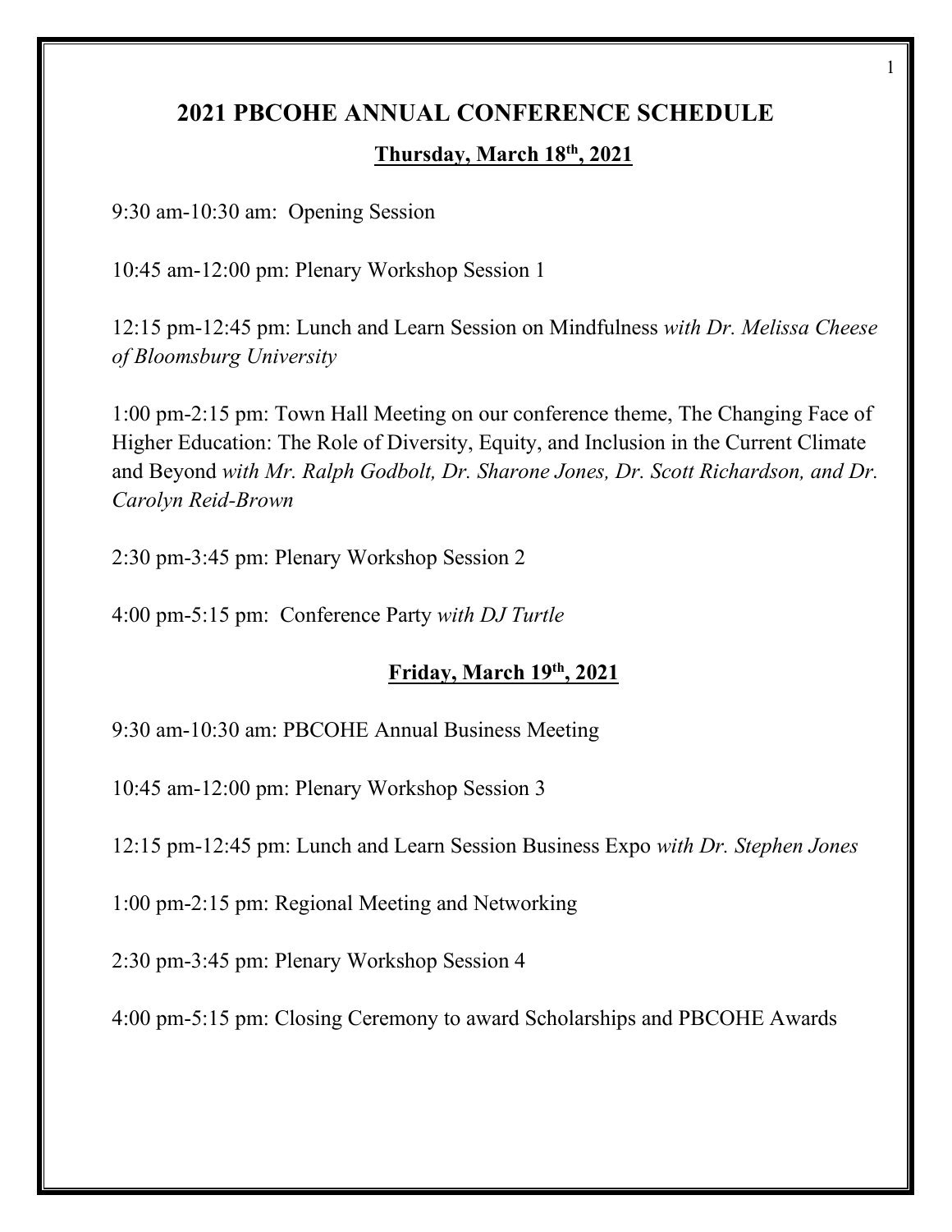# 2021 PBCOHE ANNUAL CONFERENCE SCHEDULE

## Thursday, March 18th, 2021

9:30 am-10:30 am: Opening Session

10:45 am-12:00 pm: Plenary Workshop Session 1

12:15 pm-12:45 pm: Lunch and Learn Session on Mindfulness *with Dr. Melissa Cheese of Bloomsburg University*

1:00 pm-2:15 pm: Town Hall Meeting on our conference theme, The Changing Face of Higher Education: The Role of Diversity, Equity, and Inclusion in the Current Climate and Beyond *with Mr. Ralph Godbolt, Dr. Sharone Jones, Dr. Scott Richardson, and Dr. Carolyn Reid-Brown*

2:30 pm-3:45 pm: Plenary Workshop Session 2

4:00 pm-5:15 pm: Conference Party *with DJ Turtle*

## Friday, March 19th, 2021

9:30 am-10:30 am: PBCOHE Annual Business Meeting

10:45 am-12:00 pm: Plenary Workshop Session 3

12:15 pm-12:45 pm: Lunch and Learn Session Business Expo *with Dr. Stephen Jones*

1:00 pm-2:15 pm: Regional Meeting and Networking

2:30 pm-3:45 pm: Plenary Workshop Session 4

4:00 pm-5:15 pm: Closing Ceremony to award Scholarships and PBCOHE Awards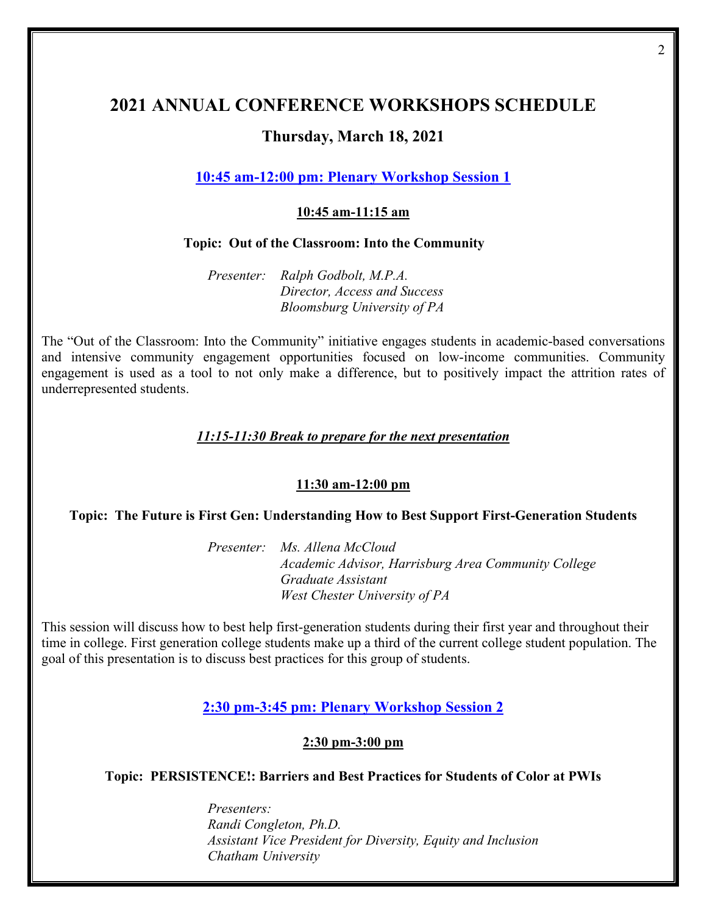# 2021 ANNUAL CONFERENCE WORKSHOPS SCHEDULE

## Thursday, March 18, 2021

### 10:45 am-12:00 pm: Plenary Workshop Session 1

**10:45 am-11:15 am**

**Topic: Out of the Classroom: Into the Community**

*Presenter: Ralph Godbolt, M.P.A.*
*Director, Access and Success*
*Bloomsburg University of PA*

The "Out of the Classroom: Into the Community" initiative engages students in academic-based conversations and intensive community engagement opportunities focused on low-income communities. Community engagement is used as a tool to not only make a difference, but to positively impact the attrition rates of underrepresented students.

***11:15-11:30 Break to prepare for the next presentation***

**11:30 am-12:00 pm**

**Topic: The Future is First Gen: Understanding How to Best Support First-Generation Students**

*Presenter: Ms. Allena McCloud*
*Academic Advisor, Harrisburg Area Community College*
*Graduate Assistant*
*West Chester University of PA*

This session will discuss how to best help first-generation students during their first year and throughout their time in college. First generation college students make up a third of the current college student population. The goal of this presentation is to discuss best practices for this group of students.

### 2:30 pm-3:45 pm: Plenary Workshop Session 2

**2:30 pm-3:00 pm**

**Topic: PERSISTENCE!: Barriers and Best Practices for Students of Color at PWIs**

*Presenters:*
*Randi Congleton, Ph.D.*
*Assistant Vice President for Diversity, Equity and Inclusion*
*Chatham University*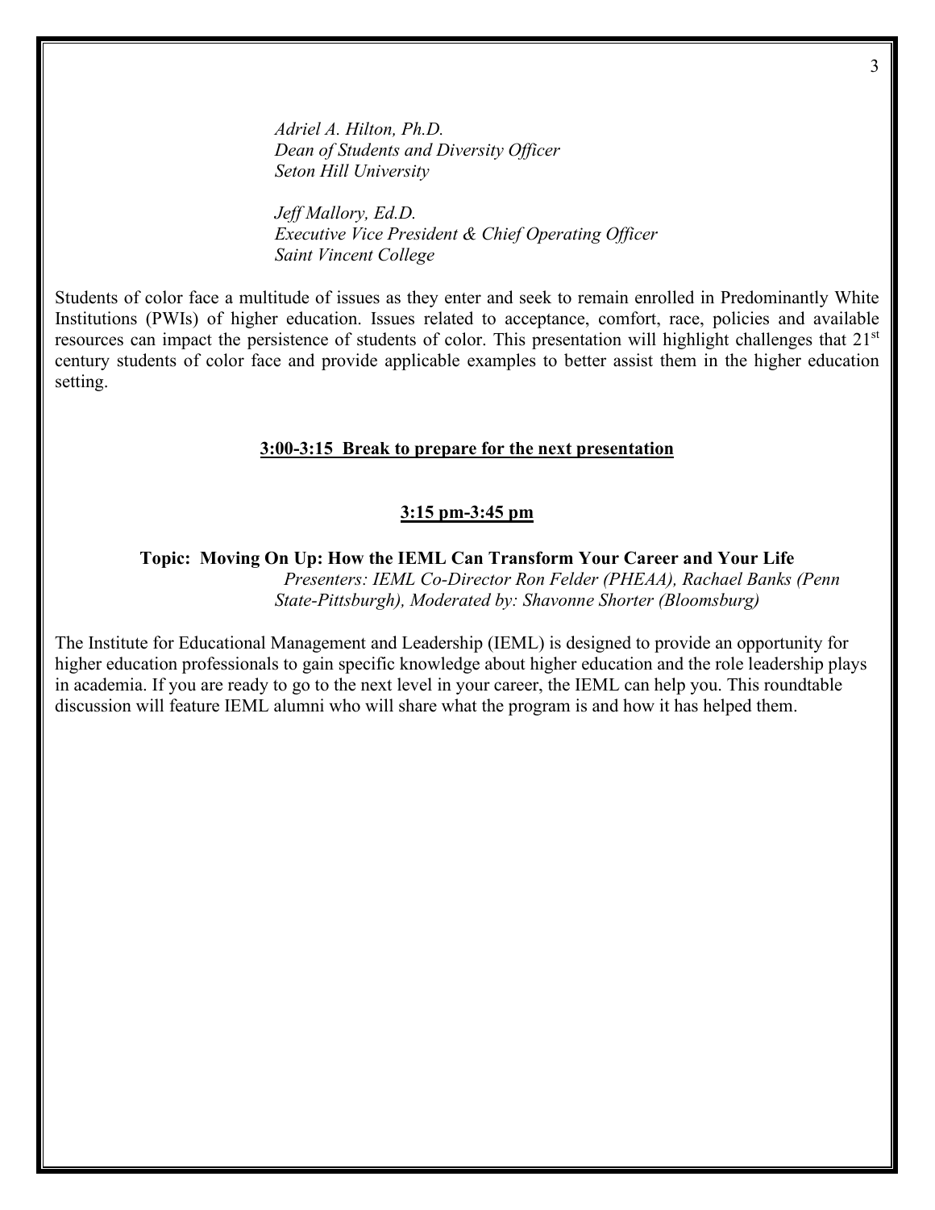*Adriel A. Hilton, Ph.D.*
*Dean of Students and Diversity Officer*
*Seton Hill University*

*Jeff Mallory, Ed.D.*
*Executive Vice President & Chief Operating Officer*
*Saint Vincent College*

Students of color face a multitude of issues as they enter and seek to remain enrolled in Predominantly White Institutions (PWIs) of higher education. Issues related to acceptance, comfort, race, policies and available resources can impact the persistence of students of color. This presentation will highlight challenges that 21st century students of color face and provide applicable examples to better assist them in the higher education setting.

**3:00-3:15 Break to prepare for the next presentation**

**3:15 pm-3:45 pm**

**Topic: Moving On Up: How the IEML Can Transform Your Career and Your Life**
*Presenters: IEML Co-Director Ron Felder (PHEAA), Rachael Banks (Penn State-Pittsburgh), Moderated by: Shavonne Shorter (Bloomsburg)*

The Institute for Educational Management and Leadership (IEML) is designed to provide an opportunity for higher education professionals to gain specific knowledge about higher education and the role leadership plays in academia. If you are ready to go to the next level in your career, the IEML can help you. This roundtable discussion will feature IEML alumni who will share what the program is and how it has helped them.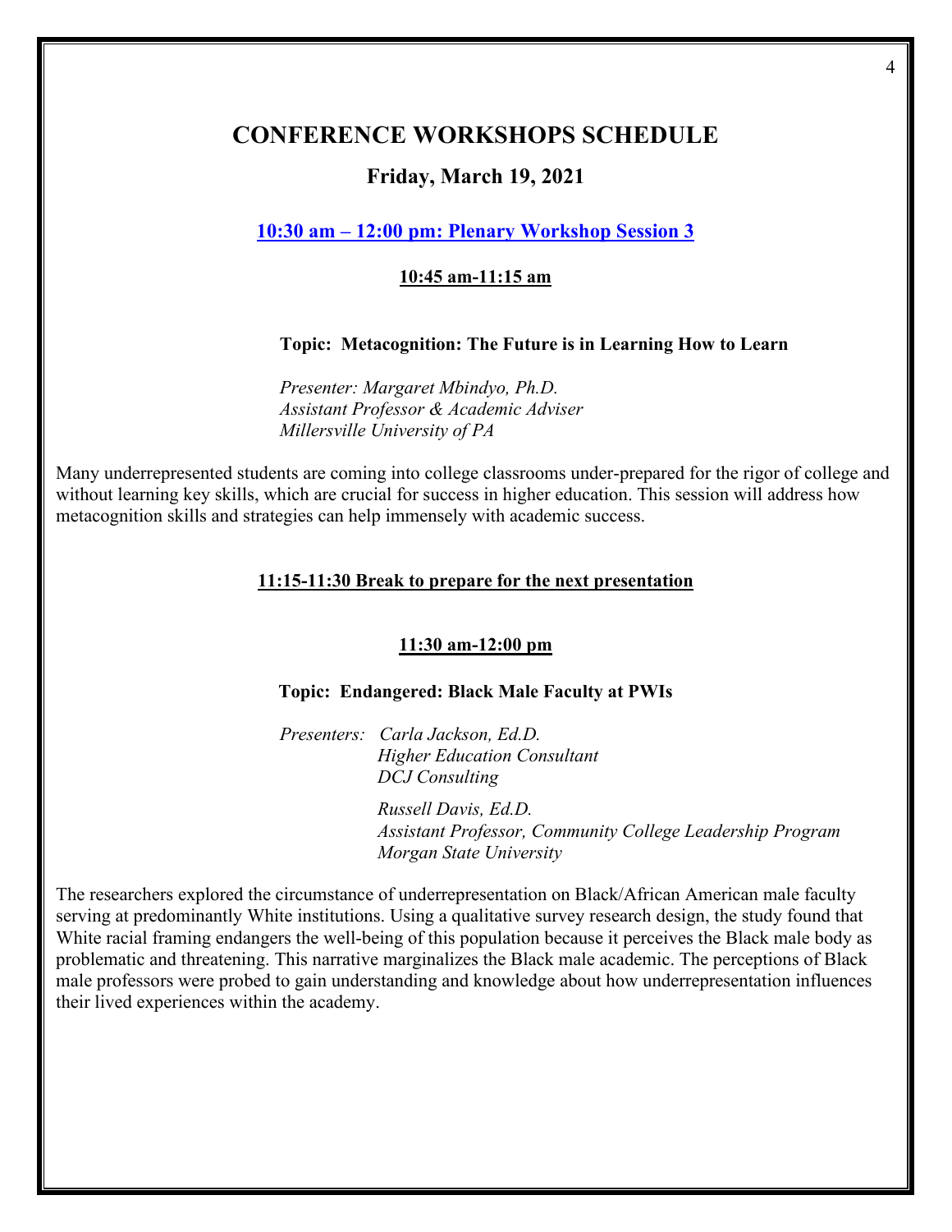# CONFERENCE WORKSHOPS SCHEDULE

## Friday, March 19, 2021

### 10:30 am – 12:00 pm: Plenary Workshop Session 3

**10:45 am-11:15 am**

**Topic: Metacognition: The Future is in Learning How to Learn**

*Presenter: Margaret Mbindyo, Ph.D.*
*Assistant Professor & Academic Adviser*
*Millersville University of PA*

Many underrepresented students are coming into college classrooms under-prepared for the rigor of college and without learning key skills, which are crucial for success in higher education. This session will address how metacognition skills and strategies can help immensely with academic success.

**11:15-11:30 Break to prepare for the next presentation**

**11:30 am-12:00 pm**

**Topic: Endangered: Black Male Faculty at PWIs**

*Presenters: Carla Jackson, Ed.D.*
*Higher Education Consultant*
*DCJ Consulting*

*Russell Davis, Ed.D.*
*Assistant Professor, Community College Leadership Program*
*Morgan State University*

The researchers explored the circumstance of underrepresentation on Black/African American male faculty serving at predominantly White institutions. Using a qualitative survey research design, the study found that White racial framing endangers the well-being of this population because it perceives the Black male body as problematic and threatening. This narrative marginalizes the Black male academic. The perceptions of Black male professors were probed to gain understanding and knowledge about how underrepresentation influences their lived experiences within the academy.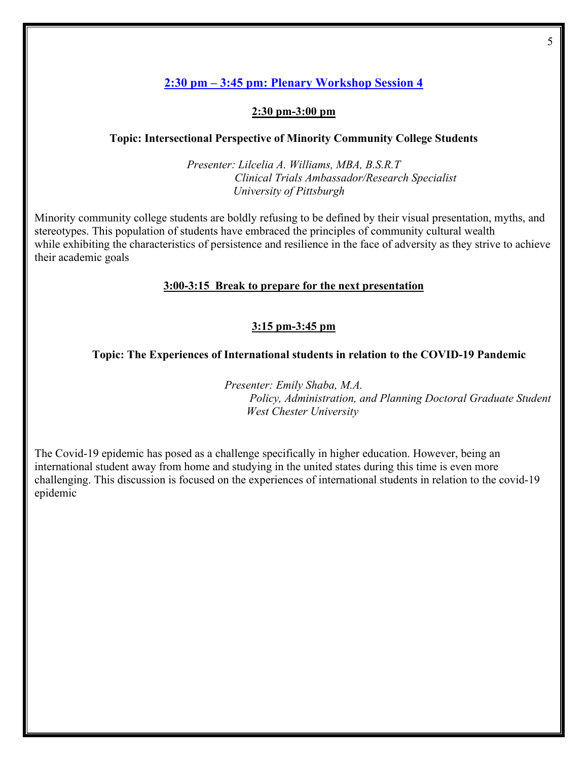## 2:30 pm – 3:45 pm: Plenary Workshop Session 4

### 2:30 pm-3:00 pm

**Topic: Intersectional Perspective of Minority Community College Students**

*Presenter: Lilcelia A. Williams, MBA, B.S.R.T*
*Clinical Trials Ambassador/Research Specialist*
*University of Pittsburgh*

Minority community college students are boldly refusing to be defined by their visual presentation, myths, and stereotypes. This population of students have embraced the principles of community cultural wealth while exhibiting the characteristics of persistence and resilience in the face of adversity as they strive to achieve their academic goals

### 3:00-3:15 Break to prepare for the next presentation

### 3:15 pm-3:45 pm

**Topic: The Experiences of International students in relation to the COVID-19 Pandemic**

*Presenter: Emily Shaba, M.A.*
*Policy, Administration, and Planning Doctoral Graduate Student*
*West Chester University*

The Covid-19 epidemic has posed as a challenge specifically in higher education. However, being an international student away from home and studying in the united states during this time is even more challenging. This discussion is focused on the experiences of international students in relation to the covid-19 epidemic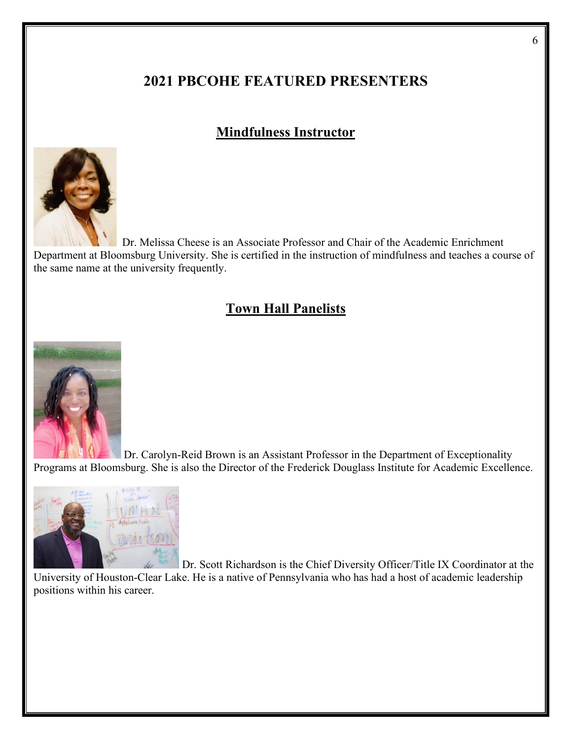# 2021 PBCOHE FEATURED PRESENTERS

## Mindfulness Instructor

Dr. Melissa Cheese is an Associate Professor and Chair of the Academic Enrichment Department at Bloomsburg University. She is certified in the instruction of mindfulness and teaches a course of the same name at the university frequently.

## Town Hall Panelists

Dr. Carolyn-Reid Brown is an Assistant Professor in the Department of Exceptionality Programs at Bloomsburg. She is also the Director of the Frederick Douglass Institute for Academic Excellence.

Dr. Scott Richardson is the Chief Diversity Officer/Title IX Coordinator at the University of Houston-Clear Lake. He is a native of Pennsylvania who has had a host of academic leadership positions within his career.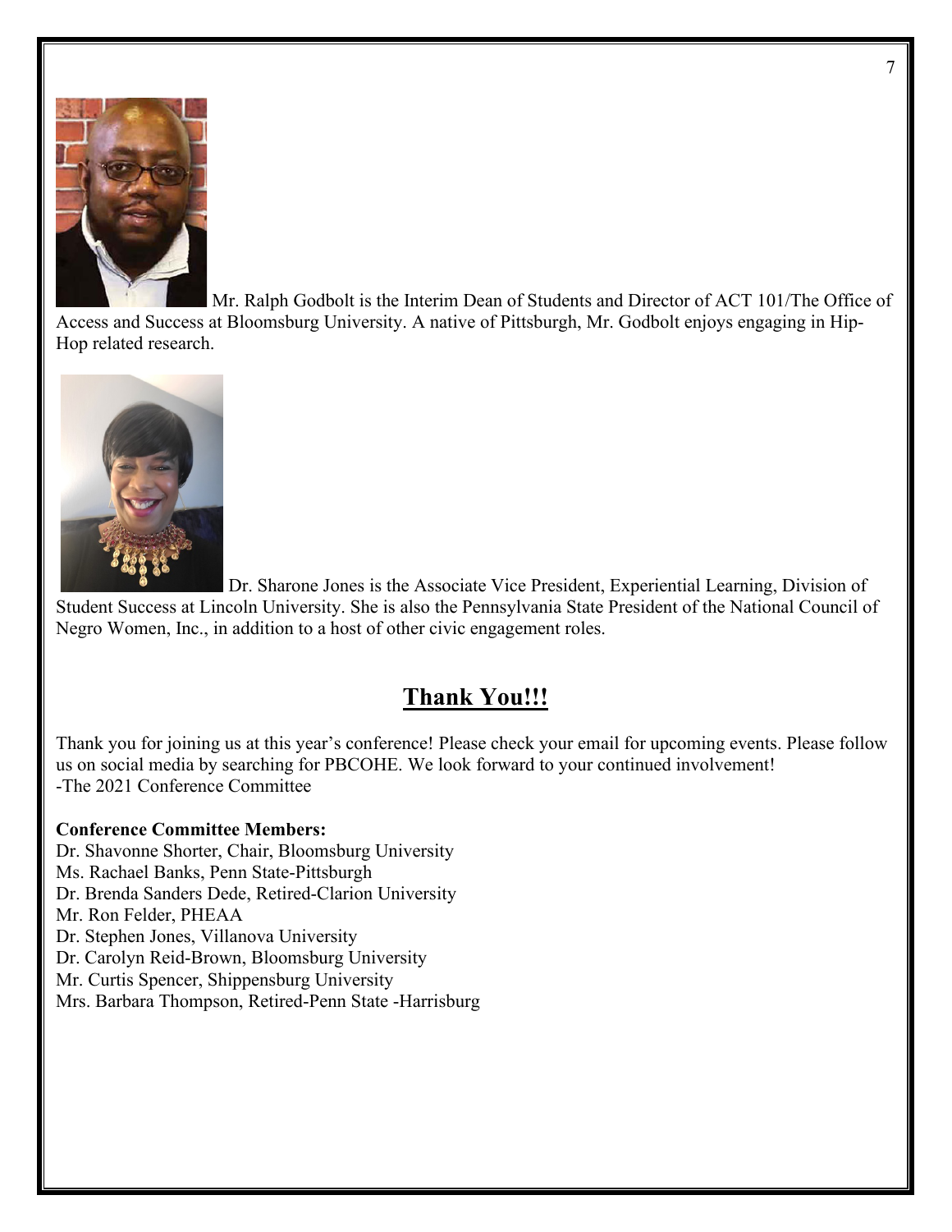Mr. Ralph Godbolt is the Interim Dean of Students and Director of ACT 101/The Office of Access and Success at Bloomsburg University. A native of Pittsburgh, Mr. Godbolt enjoys engaging in Hip-Hop related research.

Dr. Sharone Jones is the Associate Vice President, Experiential Learning, Division of Student Success at Lincoln University. She is also the Pennsylvania State President of the National Council of Negro Women, Inc., in addition to a host of other civic engagement roles.

## **Thank You!!!**

Thank you for joining us at this year's conference! Please check your email for upcoming events. Please follow us on social media by searching for PBCOHE. We look forward to your continued involvement!
-The 2021 Conference Committee

**Conference Committee Members:**
Dr. Shavonne Shorter, Chair, Bloomsburg University
Ms. Rachael Banks, Penn State-Pittsburgh
Dr. Brenda Sanders Dede, Retired-Clarion University
Mr. Ron Felder, PHEAA
Dr. Stephen Jones, Villanova University
Dr. Carolyn Reid-Brown, Bloomsburg University
Mr. Curtis Spencer, Shippensburg University
Mrs. Barbara Thompson, Retired-Penn State -Harrisburg